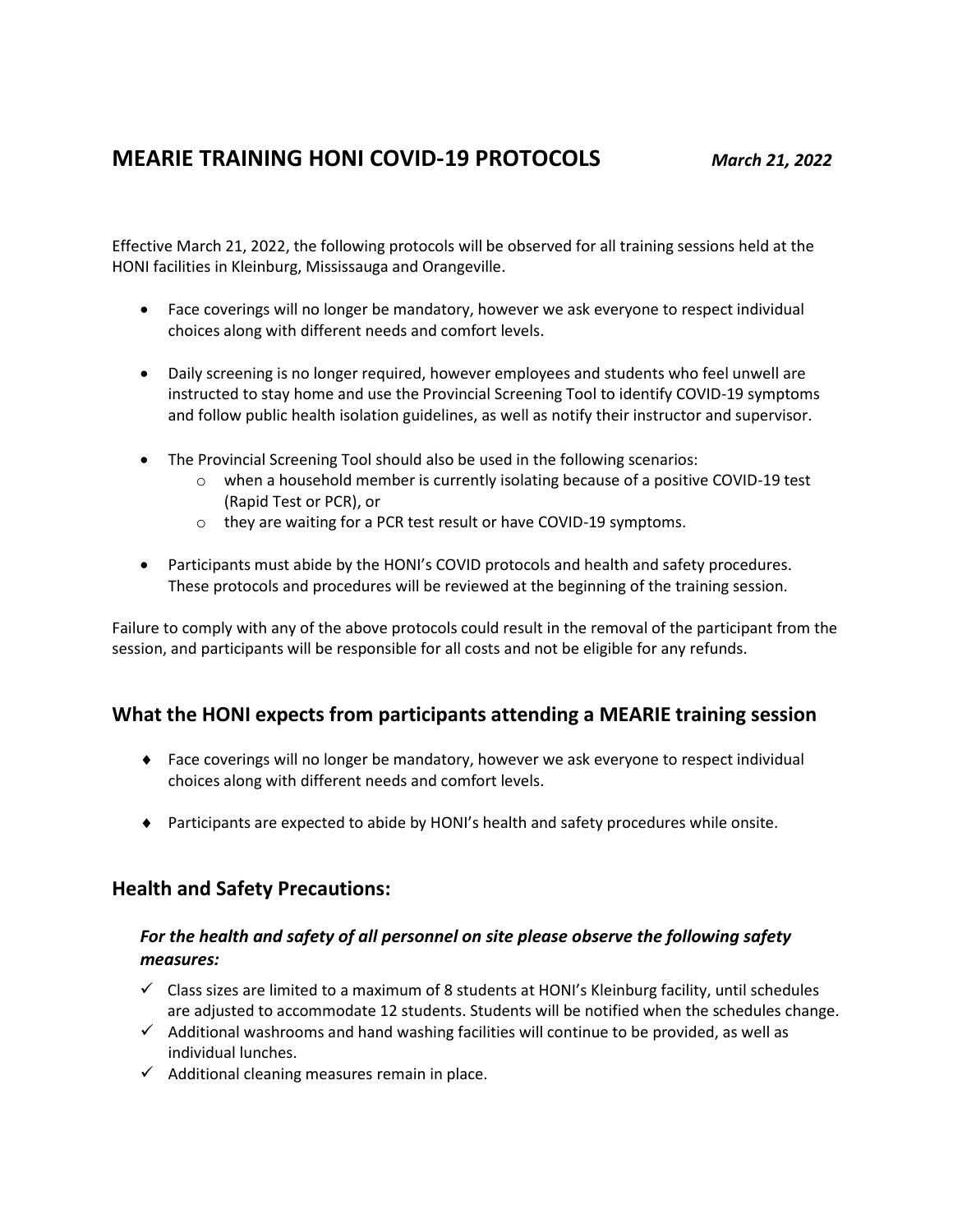# MEARIE TRAINING HONI COVID-19 PROTOCOLS

***March 21, 2022***

Effective March 21, 2022, the following protocols will be observed for all training sessions held at the HONI facilities in Kleinburg, Mississauga and Orangeville.

- Face coverings will no longer be mandatory, however we ask everyone to respect individual choices along with different needs and comfort levels.

- Daily screening is no longer required, however employees and students who feel unwell are instructed to stay home and use the Provincial Screening Tool to identify COVID-19 symptoms and follow public health isolation guidelines, as well as notify their instructor and supervisor.

- The Provincial Screening Tool should also be used in the following scenarios:
  - when a household member is currently isolating because of a positive COVID-19 test (Rapid Test or PCR), or
  - they are waiting for a PCR test result or have COVID-19 symptoms.

- Participants must abide by the HONI's COVID protocols and health and safety procedures. These protocols and procedures will be reviewed at the beginning of the training session.

Failure to comply with any of the above protocols could result in the removal of the participant from the session, and participants will be responsible for all costs and not be eligible for any refunds.

## What the HONI expects from participants attending a MEARIE training session

- Face coverings will no longer be mandatory, however we ask everyone to respect individual choices along with different needs and comfort levels.

- Participants are expected to abide by HONI's health and safety procedures while onsite.

## Health and Safety Precautions:

### *For the health and safety of all personnel on site please observe the following safety measures:*

- ✓ Class sizes are limited to a maximum of 8 students at HONI's Kleinburg facility, until schedules are adjusted to accommodate 12 students. Students will be notified when the schedules change.
- ✓ Additional washrooms and hand washing facilities will continue to be provided, as well as individual lunches.
- ✓ Additional cleaning measures remain in place.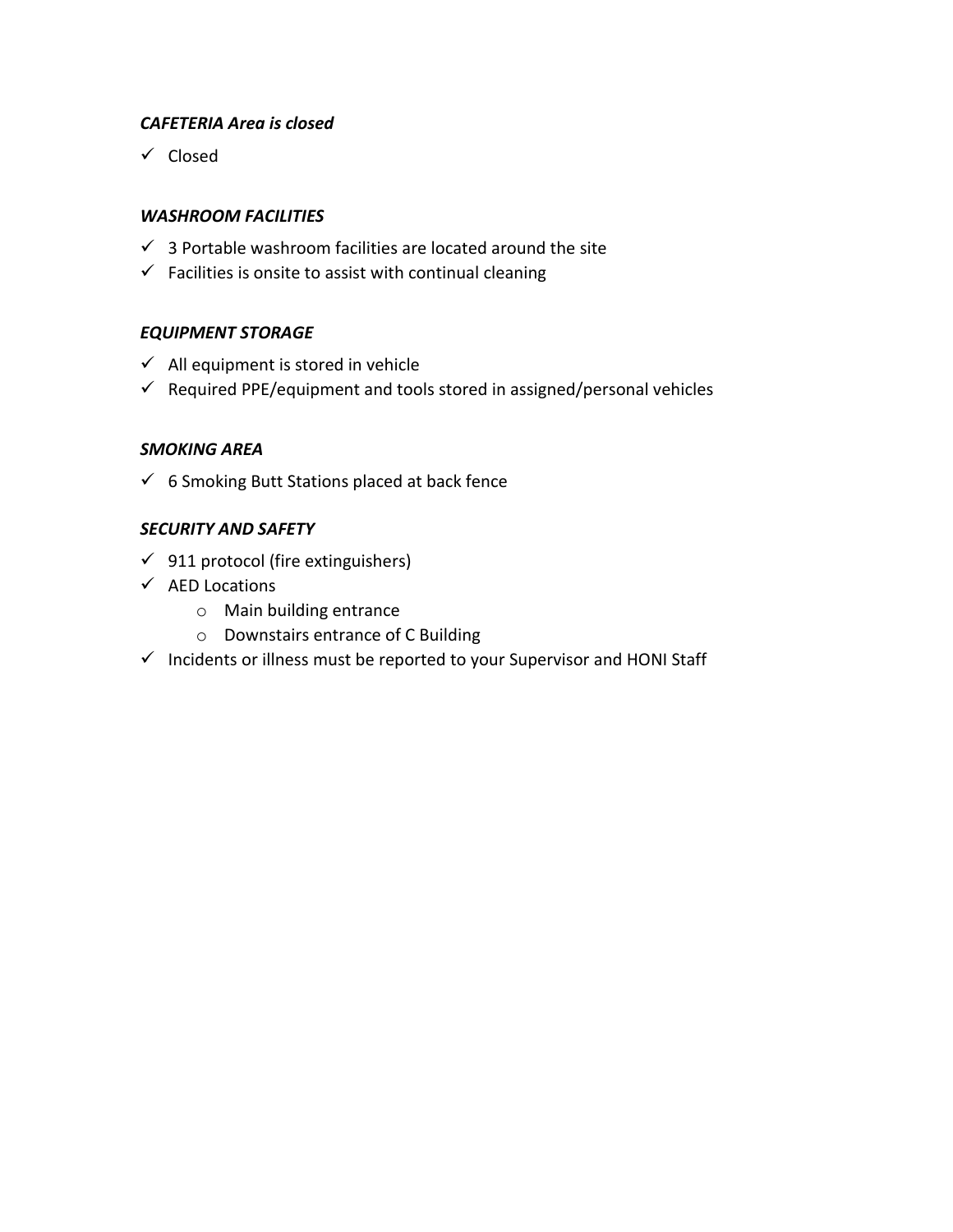***CAFETERIA Area is closed***

- ✓ Closed

***WASHROOM FACILITIES***

- ✓ 3 Portable washroom facilities are located around the site
- ✓ Facilities is onsite to assist with continual cleaning

***EQUIPMENT STORAGE***

- ✓ All equipment is stored in vehicle
- ✓ Required PPE/equipment and tools stored in assigned/personal vehicles

***SMOKING AREA***

- ✓ 6 Smoking Butt Stations placed at back fence

***SECURITY AND SAFETY***

- ✓ 911 protocol (fire extinguishers)
- ✓ AED Locations
  - o Main building entrance
  - o Downstairs entrance of C Building
- ✓ Incidents or illness must be reported to your Supervisor and HONI Staff